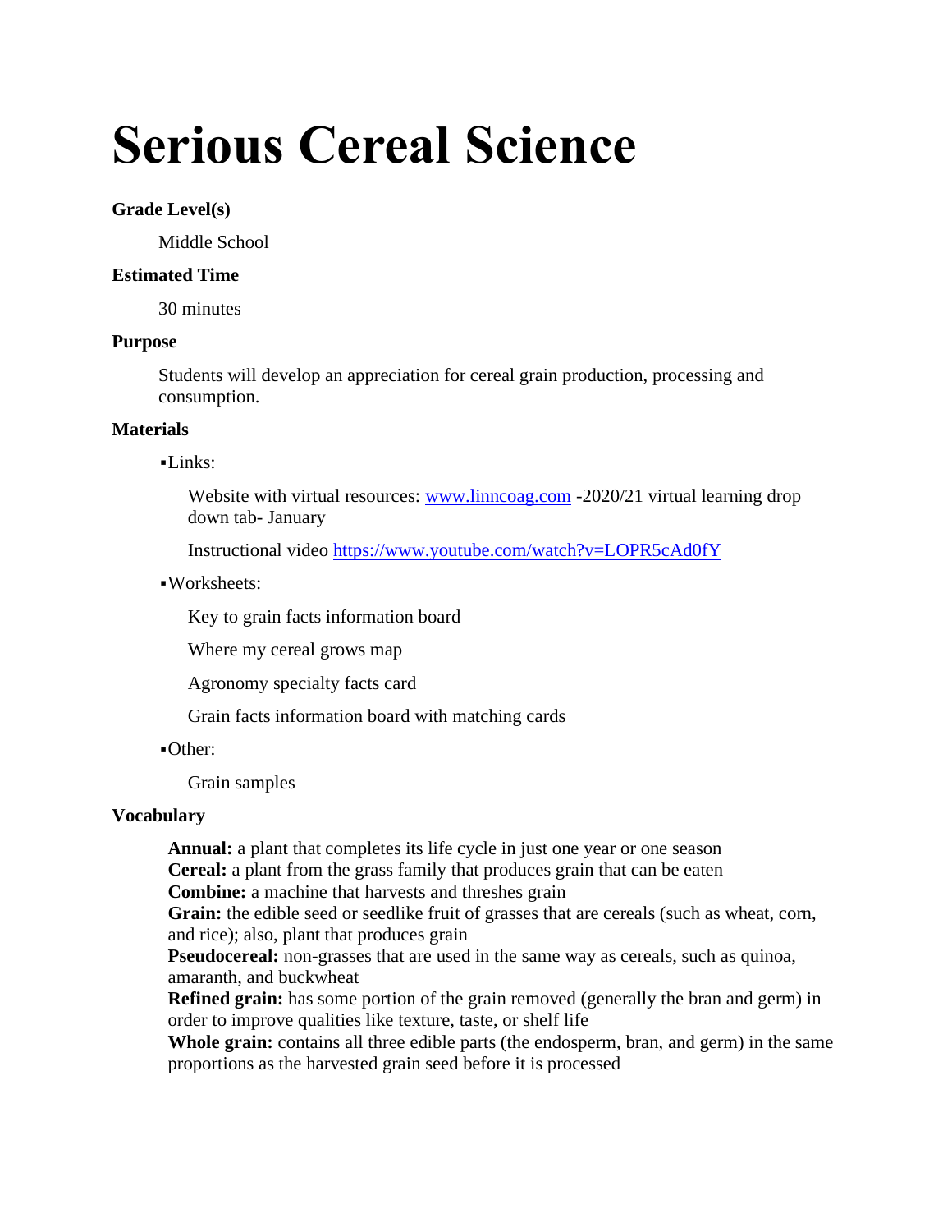# Serious Cereal Science

**Grade Level(s)**

Middle School

**Estimated Time**

30 minutes

**Purpose**

Students will develop an appreciation for cereal grain production, processing and consumption.

**Materials**

- Links:

  Website with virtual resources: [www.linncoag.com](http://www.linncoag.com) -2020/21 virtual learning drop down tab- January

  Instructional video [https://www.youtube.com/watch?v=LOPR5cAd0fY](https://www.youtube.com/watch?v=LOPR5cAd0fY)

- Worksheets:

  Key to grain facts information board

  Where my cereal grows map

  Agronomy specialty facts card

  Grain facts information board with matching cards

- Other:

  Grain samples

**Vocabulary**

**Annual:** a plant that completes its life cycle in just one year or one season
**Cereal:** a plant from the grass family that produces grain that can be eaten
**Combine:** a machine that harvests and threshes grain
**Grain:** the edible seed or seedlike fruit of grasses that are cereals (such as wheat, corn, and rice); also, plant that produces grain
**Pseudocereal:** non-grasses that are used in the same way as cereals, such as quinoa, amaranth, and buckwheat
**Refined grain:** has some portion of the grain removed (generally the bran and germ) in order to improve qualities like texture, taste, or shelf life
**Whole grain:** contains all three edible parts (the endosperm, bran, and germ) in the same proportions as the harvested grain seed before it is processed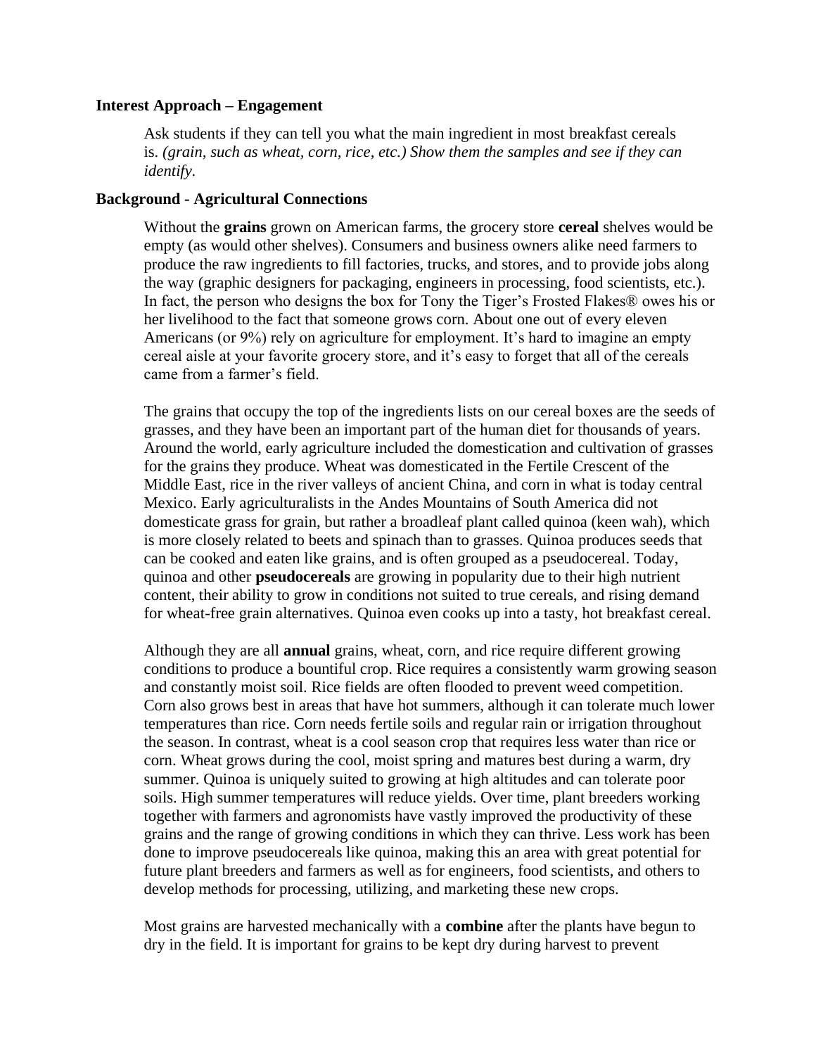**Interest Approach – Engagement**

Ask students if they can tell you what the main ingredient in most breakfast cereals is. *(grain, such as wheat, corn, rice, etc.) Show them the samples and see if they can identify.*

**Background - Agricultural Connections**

Without the **grains** grown on American farms, the grocery store **cereal** shelves would be empty (as would other shelves). Consumers and business owners alike need farmers to produce the raw ingredients to fill factories, trucks, and stores, and to provide jobs along the way (graphic designers for packaging, engineers in processing, food scientists, etc.). In fact, the person who designs the box for Tony the Tiger's Frosted Flakes® owes his or her livelihood to the fact that someone grows corn. About one out of every eleven Americans (or 9%) rely on agriculture for employment. It's hard to imagine an empty cereal aisle at your favorite grocery store, and it's easy to forget that all of the cereals came from a farmer's field.

The grains that occupy the top of the ingredients lists on our cereal boxes are the seeds of grasses, and they have been an important part of the human diet for thousands of years. Around the world, early agriculture included the domestication and cultivation of grasses for the grains they produce. Wheat was domesticated in the Fertile Crescent of the Middle East, rice in the river valleys of ancient China, and corn in what is today central Mexico. Early agriculturalists in the Andes Mountains of South America did not domesticate grass for grain, but rather a broadleaf plant called quinoa (keen wah), which is more closely related to beets and spinach than to grasses. Quinoa produces seeds that can be cooked and eaten like grains, and is often grouped as a pseudocereal. Today, quinoa and other **pseudocereals** are growing in popularity due to their high nutrient content, their ability to grow in conditions not suited to true cereals, and rising demand for wheat-free grain alternatives. Quinoa even cooks up into a tasty, hot breakfast cereal.

Although they are all **annual** grains, wheat, corn, and rice require different growing conditions to produce a bountiful crop. Rice requires a consistently warm growing season and constantly moist soil. Rice fields are often flooded to prevent weed competition. Corn also grows best in areas that have hot summers, although it can tolerate much lower temperatures than rice. Corn needs fertile soils and regular rain or irrigation throughout the season. In contrast, wheat is a cool season crop that requires less water than rice or corn. Wheat grows during the cool, moist spring and matures best during a warm, dry summer. Quinoa is uniquely suited to growing at high altitudes and can tolerate poor soils. High summer temperatures will reduce yields. Over time, plant breeders working together with farmers and agronomists have vastly improved the productivity of these grains and the range of growing conditions in which they can thrive. Less work has been done to improve pseudocereals like quinoa, making this an area with great potential for future plant breeders and farmers as well as for engineers, food scientists, and others to develop methods for processing, utilizing, and marketing these new crops.

Most grains are harvested mechanically with a **combine** after the plants have begun to dry in the field. It is important for grains to be kept dry during harvest to prevent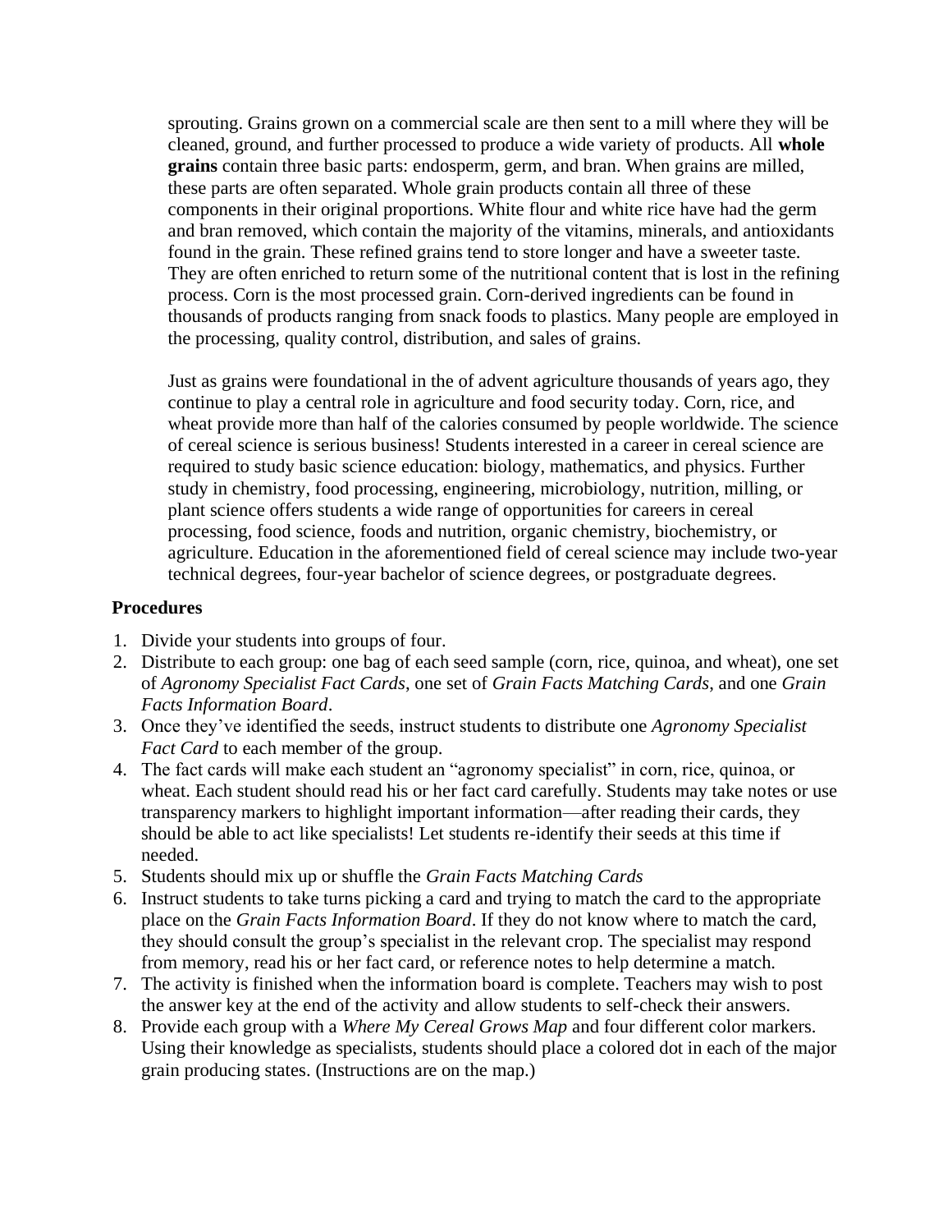sprouting. Grains grown on a commercial scale are then sent to a mill where they will be cleaned, ground, and further processed to produce a wide variety of products. All **whole grains** contain three basic parts: endosperm, germ, and bran. When grains are milled, these parts are often separated. Whole grain products contain all three of these components in their original proportions. White flour and white rice have had the germ and bran removed, which contain the majority of the vitamins, minerals, and antioxidants found in the grain. These refined grains tend to store longer and have a sweeter taste. They are often enriched to return some of the nutritional content that is lost in the refining process. Corn is the most processed grain. Corn-derived ingredients can be found in thousands of products ranging from snack foods to plastics. Many people are employed in the processing, quality control, distribution, and sales of grains.

Just as grains were foundational in the of advent agriculture thousands of years ago, they continue to play a central role in agriculture and food security today. Corn, rice, and wheat provide more than half of the calories consumed by people worldwide. The science of cereal science is serious business! Students interested in a career in cereal science are required to study basic science education: biology, mathematics, and physics. Further study in chemistry, food processing, engineering, microbiology, nutrition, milling, or plant science offers students a wide range of opportunities for careers in cereal processing, food science, foods and nutrition, organic chemistry, biochemistry, or agriculture. Education in the aforementioned field of cereal science may include two-year technical degrees, four-year bachelor of science degrees, or postgraduate degrees.

**Procedures**

1. Divide your students into groups of four.
2. Distribute to each group: one bag of each seed sample (corn, rice, quinoa, and wheat), one set of *Agronomy Specialist Fact Cards*, one set of *Grain Facts Matching Cards*, and one *Grain Facts Information Board*.
3. Once they've identified the seeds, instruct students to distribute one *Agronomy Specialist Fact Card* to each member of the group.
4. The fact cards will make each student an "agronomy specialist" in corn, rice, quinoa, or wheat. Each student should read his or her fact card carefully. Students may take notes or use transparency markers to highlight important information—after reading their cards, they should be able to act like specialists! Let students re-identify their seeds at this time if needed.
5. Students should mix up or shuffle the *Grain Facts Matching Cards*
6. Instruct students to take turns picking a card and trying to match the card to the appropriate place on the *Grain Facts Information Board*. If they do not know where to match the card, they should consult the group's specialist in the relevant crop. The specialist may respond from memory, read his or her fact card, or reference notes to help determine a match.
7. The activity is finished when the information board is complete. Teachers may wish to post the answer key at the end of the activity and allow students to self-check their answers.
8. Provide each group with a *Where My Cereal Grows Map* and four different color markers. Using their knowledge as specialists, students should place a colored dot in each of the major grain producing states. (Instructions are on the map.)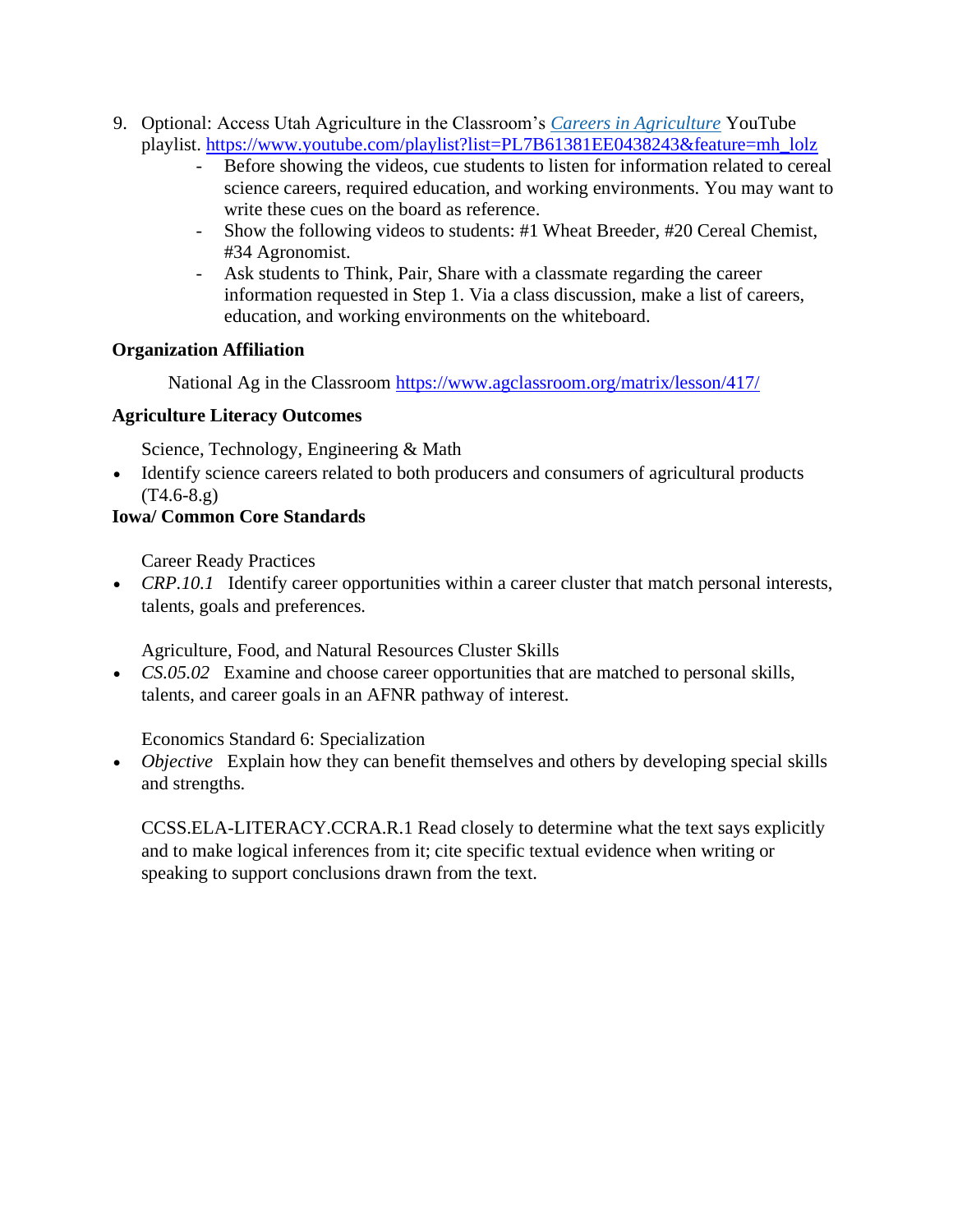9. Optional: Access Utah Agriculture in the Classroom's *[Careers in Agriculture](https://www.youtube.com/playlist?list=PL7B61381EE0438243&feature=mh_lolz)* YouTube playlist. https://www.youtube.com/playlist?list=PL7B61381EE0438243&feature=mh_lolz
    - Before showing the videos, cue students to listen for information related to cereal science careers, required education, and working environments. You may want to write these cues on the board as reference.
    - Show the following videos to students: #1 Wheat Breeder, #20 Cereal Chemist, #34 Agronomist.
    - Ask students to Think, Pair, Share with a classmate regarding the career information requested in Step 1. Via a class discussion, make a list of careers, education, and working environments on the whiteboard.

**Organization Affiliation**

National Ag in the Classroom https://www.agclassroom.org/matrix/lesson/417/

**Agriculture Literacy Outcomes**

Science, Technology, Engineering & Math

- Identify science careers related to both producers and consumers of agricultural products (T4.6-8.g)

**Iowa/ Common Core Standards**

Career Ready Practices

- *CRP.10.1* Identify career opportunities within a career cluster that match personal interests, talents, goals and preferences.

Agriculture, Food, and Natural Resources Cluster Skills

- *CS.05.02* Examine and choose career opportunities that are matched to personal skills, talents, and career goals in an AFNR pathway of interest.

Economics Standard 6: Specialization

- *Objective* Explain how they can benefit themselves and others by developing special skills and strengths.

CCSS.ELA-LITERACY.CCRA.R.1 Read closely to determine what the text says explicitly and to make logical inferences from it; cite specific textual evidence when writing or speaking to support conclusions drawn from the text.